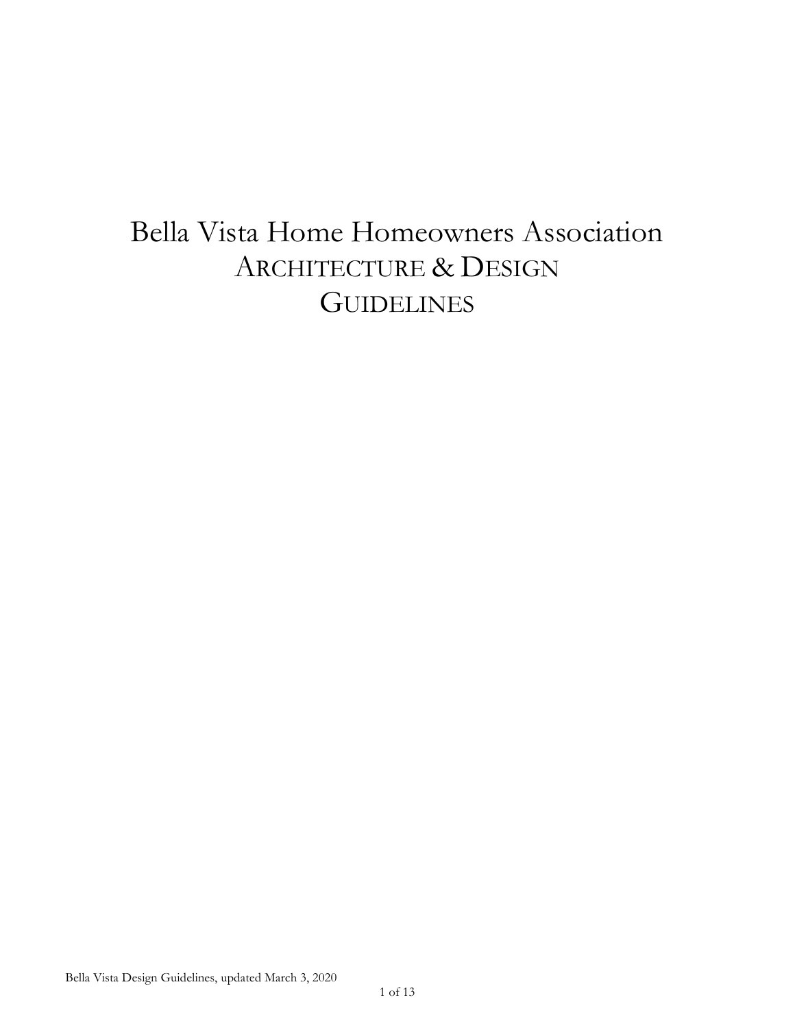# Bella Vista Home Homeowners Association

## Architecture & Design Guidelines

Bella Vista Design Guidelines, updated March 3, 2020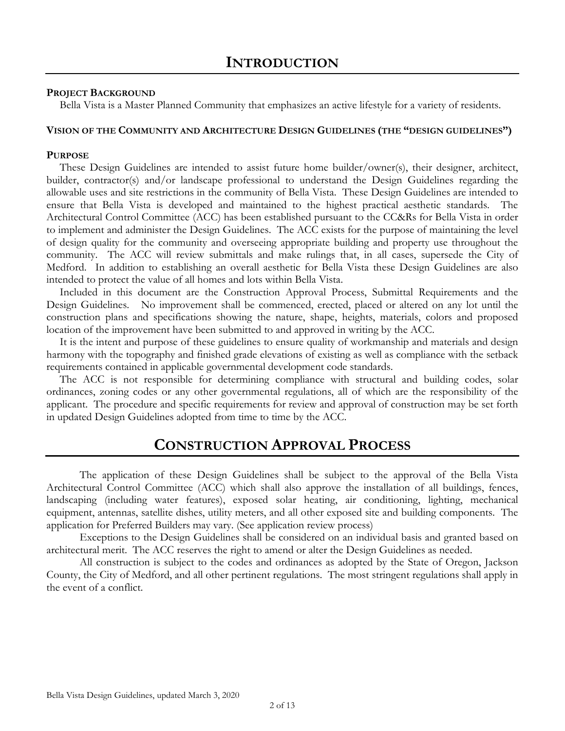# INTRODUCTION

### PROJECT BACKGROUND

Bella Vista is a Master Planned Community that emphasizes an active lifestyle for a variety of residents.

### VISION OF THE COMMUNITY AND ARCHITECTURE DESIGN GUIDELINES (THE "DESIGN GUIDELINES")

### PURPOSE

These Design Guidelines are intended to assist future home builder/owner(s), their designer, architect, builder, contractor(s) and/or landscape professional to understand the Design Guidelines regarding the allowable uses and site restrictions in the community of Bella Vista. These Design Guidelines are intended to ensure that Bella Vista is developed and maintained to the highest practical aesthetic standards. The Architectural Control Committee (ACC) has been established pursuant to the CC&Rs for Bella Vista in order to implement and administer the Design Guidelines. The ACC exists for the purpose of maintaining the level of design quality for the community and overseeing appropriate building and property use throughout the community. The ACC will review submittals and make rulings that, in all cases, supersede the City of Medford. In addition to establishing an overall aesthetic for Bella Vista these Design Guidelines are also intended to protect the value of all homes and lots within Bella Vista.

Included in this document are the Construction Approval Process, Submittal Requirements and the Design Guidelines. No improvement shall be commenced, erected, placed or altered on any lot until the construction plans and specifications showing the nature, shape, heights, materials, colors and proposed location of the improvement have been submitted to and approved in writing by the ACC.

It is the intent and purpose of these guidelines to ensure quality of workmanship and materials and design harmony with the topography and finished grade elevations of existing as well as compliance with the setback requirements contained in applicable governmental development code standards.

The ACC is not responsible for determining compliance with structural and building codes, solar ordinances, zoning codes or any other governmental regulations, all of which are the responsibility of the applicant. The procedure and specific requirements for review and approval of construction may be set forth in updated Design Guidelines adopted from time to time by the ACC.

# CONSTRUCTION APPROVAL PROCESS

The application of these Design Guidelines shall be subject to the approval of the Bella Vista Architectural Control Committee (ACC) which shall also approve the installation of all buildings, fences, landscaping (including water features), exposed solar heating, air conditioning, lighting, mechanical equipment, antennas, satellite dishes, utility meters, and all other exposed site and building components. The application for Preferred Builders may vary. (See application review process)

Exceptions to the Design Guidelines shall be considered on an individual basis and granted based on architectural merit. The ACC reserves the right to amend or alter the Design Guidelines as needed.

All construction is subject to the codes and ordinances as adopted by the State of Oregon, Jackson County, the City of Medford, and all other pertinent regulations. The most stringent regulations shall apply in the event of a conflict.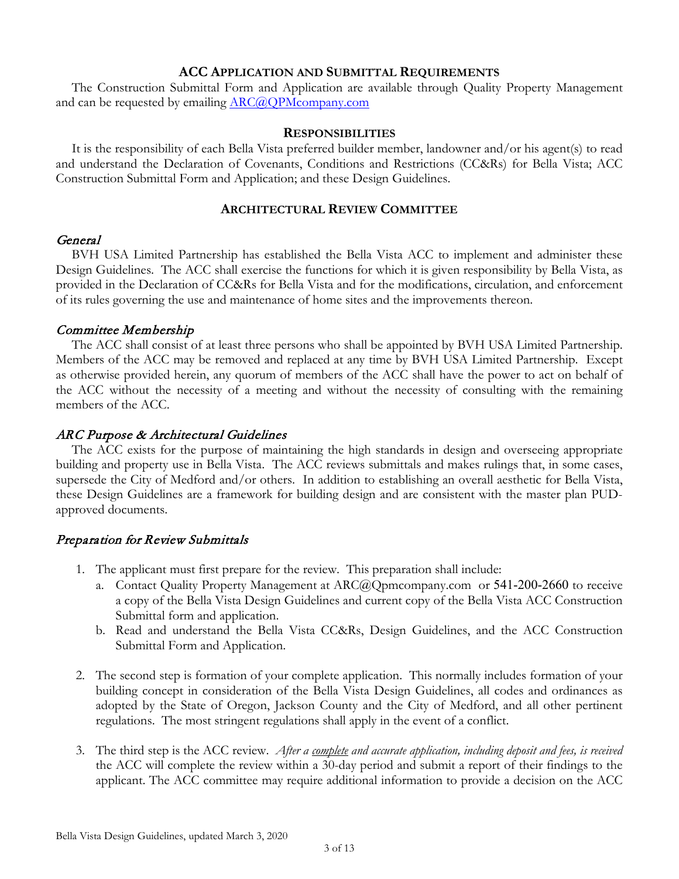## ACC APPLICATION AND SUBMITTAL REQUIREMENTS

The Construction Submittal Form and Application are available through Quality Property Management and can be requested by emailing [ARC@QPMcompany.com](mailto:ARC@QPMcompany.com)

## RESPONSIBILITIES

It is the responsibility of each Bella Vista preferred builder member, landowner and/or his agent(s) to read and understand the Declaration of Covenants, Conditions and Restrictions (CC&Rs) for Bella Vista; ACC Construction Submittal Form and Application; and these Design Guidelines.

## ARCHITECTURAL REVIEW COMMITTEE

### *General*

BVH USA Limited Partnership has established the Bella Vista ACC to implement and administer these Design Guidelines. The ACC shall exercise the functions for which it is given responsibility by Bella Vista, as provided in the Declaration of CC&Rs for Bella Vista and for the modifications, circulation, and enforcement of its rules governing the use and maintenance of home sites and the improvements thereon.

### *Committee Membership*

The ACC shall consist of at least three persons who shall be appointed by BVH USA Limited Partnership. Members of the ACC may be removed and replaced at any time by BVH USA Limited Partnership. Except as otherwise provided herein, any quorum of members of the ACC shall have the power to act on behalf of the ACC without the necessity of a meeting and without the necessity of consulting with the remaining members of the ACC.

### *ARC Purpose & Architectural Guidelines*

The ACC exists for the purpose of maintaining the high standards in design and overseeing appropriate building and property use in Bella Vista. The ACC reviews submittals and makes rulings that, in some cases, supersede the City of Medford and/or others. In addition to establishing an overall aesthetic for Bella Vista, these Design Guidelines are a framework for building design and are consistent with the master plan PUD-approved documents.

### *Preparation for Review Submittals*

1. The applicant must first prepare for the review. This preparation shall include:
   a. Contact Quality Property Management at ARC@Qpmcompany.com or 541-200-2660 to receive a copy of the Bella Vista Design Guidelines and current copy of the Bella Vista ACC Construction Submittal form and application.
   b. Read and understand the Bella Vista CC&Rs, Design Guidelines, and the ACC Construction Submittal Form and Application.

2. The second step is formation of your complete application. This normally includes formation of your building concept in consideration of the Bella Vista Design Guidelines, all codes and ordinances as adopted by the State of Oregon, Jackson County and the City of Medford, and all other pertinent regulations. The most stringent regulations shall apply in the event of a conflict.

3. The third step is the ACC review. *After a <u>complete</u> and accurate application, including deposit and fees, is received* the ACC will complete the review within a 30-day period and submit a report of their findings to the applicant. The ACC committee may require additional information to provide a decision on the ACC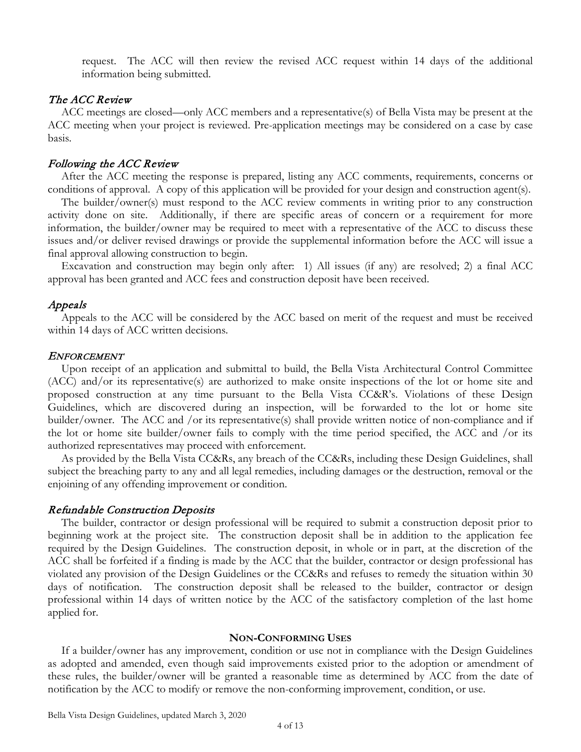request. The ACC will then review the revised ACC request within 14 days of the additional information being submitted.

### *The ACC Review*

ACC meetings are closed—only ACC members and a representative(s) of Bella Vista may be present at the ACC meeting when your project is reviewed. Pre-application meetings may be considered on a case by case basis.

### *Following the ACC Review*

After the ACC meeting the response is prepared, listing any ACC comments, requirements, concerns or conditions of approval. A copy of this application will be provided for your design and construction agent(s).

The builder/owner(s) must respond to the ACC review comments in writing prior to any construction activity done on site. Additionally, if there are specific areas of concern or a requirement for more information, the builder/owner may be required to meet with a representative of the ACC to discuss these issues and/or deliver revised drawings or provide the supplemental information before the ACC will issue a final approval allowing construction to begin.

Excavation and construction may begin only after: 1) All issues (if any) are resolved; 2) a final ACC approval has been granted and ACC fees and construction deposit have been received.

### *Appeals*

Appeals to the ACC will be considered by the ACC based on merit of the request and must be received within 14 days of ACC written decisions.

### *ENFORCEMENT*

Upon receipt of an application and submittal to build, the Bella Vista Architectural Control Committee (ACC) and/or its representative(s) are authorized to make onsite inspections of the lot or home site and proposed construction at any time pursuant to the Bella Vista CC&R's. Violations of these Design Guidelines, which are discovered during an inspection, will be forwarded to the lot or home site builder/owner. The ACC and /or its representative(s) shall provide written notice of non-compliance and if the lot or home site builder/owner fails to comply with the time period specified, the ACC and /or its authorized representatives may proceed with enforcement.

As provided by the Bella Vista CC&Rs, any breach of the CC&Rs, including these Design Guidelines, shall subject the breaching party to any and all legal remedies, including damages or the destruction, removal or the enjoining of any offending improvement or condition.

### *Refundable Construction Deposits*

The builder, contractor or design professional will be required to submit a construction deposit prior to beginning work at the project site. The construction deposit shall be in addition to the application fee required by the Design Guidelines. The construction deposit, in whole or in part, at the discretion of the ACC shall be forfeited if a finding is made by the ACC that the builder, contractor or design professional has violated any provision of the Design Guidelines or the CC&Rs and refuses to remedy the situation within 30 days of notification. The construction deposit shall be released to the builder, contractor or design professional within 14 days of written notice by the ACC of the satisfactory completion of the last home applied for.

## NON-CONFORMING USES

If a builder/owner has any improvement, condition or use not in compliance with the Design Guidelines as adopted and amended, even though said improvements existed prior to the adoption or amendment of these rules, the builder/owner will be granted a reasonable time as determined by ACC from the date of notification by the ACC to modify or remove the non-conforming improvement, condition, or use.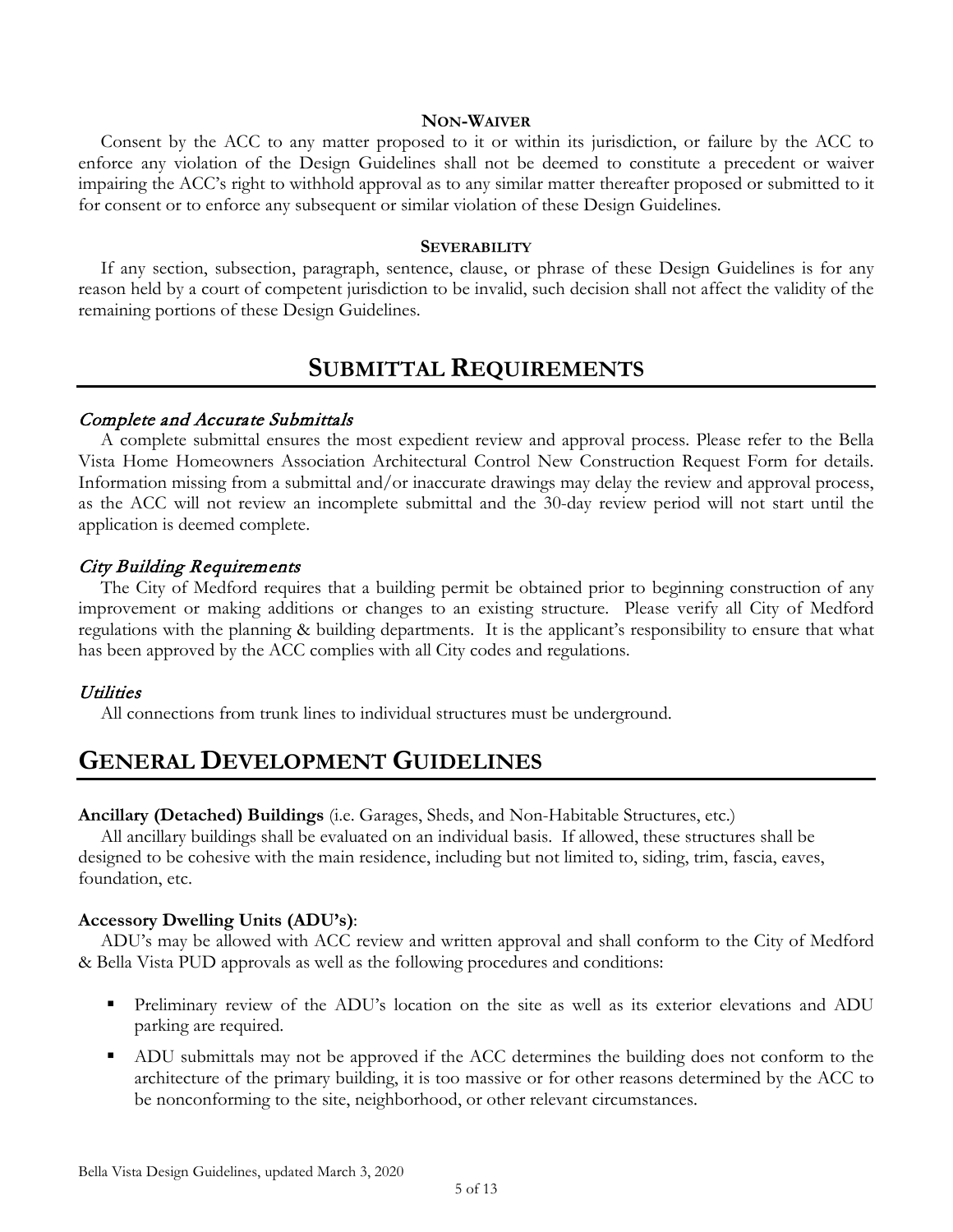### NON-WAIVER

Consent by the ACC to any matter proposed to it or within its jurisdiction, or failure by the ACC to enforce any violation of the Design Guidelines shall not be deemed to constitute a precedent or waiver impairing the ACC's right to withhold approval as to any similar matter thereafter proposed or submitted to it for consent or to enforce any subsequent or similar violation of these Design Guidelines.

### SEVERABILITY

If any section, subsection, paragraph, sentence, clause, or phrase of these Design Guidelines is for any reason held by a court of competent jurisdiction to be invalid, such decision shall not affect the validity of the remaining portions of these Design Guidelines.

# SUBMITTAL REQUIREMENTS

### *Complete and Accurate Submittals*

A complete submittal ensures the most expedient review and approval process. Please refer to the Bella Vista Home Homeowners Association Architectural Control New Construction Request Form for details. Information missing from a submittal and/or inaccurate drawings may delay the review and approval process, as the ACC will not review an incomplete submittal and the 30-day review period will not start until the application is deemed complete.

### *City Building Requirements*

The City of Medford requires that a building permit be obtained prior to beginning construction of any improvement or making additions or changes to an existing structure. Please verify all City of Medford regulations with the planning & building departments. It is the applicant's responsibility to ensure that what has been approved by the ACC complies with all City codes and regulations.

### *Utilities*

All connections from trunk lines to individual structures must be underground.

# GENERAL DEVELOPMENT GUIDELINES

**Ancillary (Detached) Buildings** (i.e. Garages, Sheds, and Non-Habitable Structures, etc.)

All ancillary buildings shall be evaluated on an individual basis. If allowed, these structures shall be designed to be cohesive with the main residence, including but not limited to, siding, trim, fascia, eaves, foundation, etc.

**Accessory Dwelling Units (ADU's)**:

ADU's may be allowed with ACC review and written approval and shall conform to the City of Medford & Bella Vista PUD approvals as well as the following procedures and conditions:

- Preliminary review of the ADU's location on the site as well as its exterior elevations and ADU parking are required.
- ADU submittals may not be approved if the ACC determines the building does not conform to the architecture of the primary building, it is too massive or for other reasons determined by the ACC to be nonconforming to the site, neighborhood, or other relevant circumstances.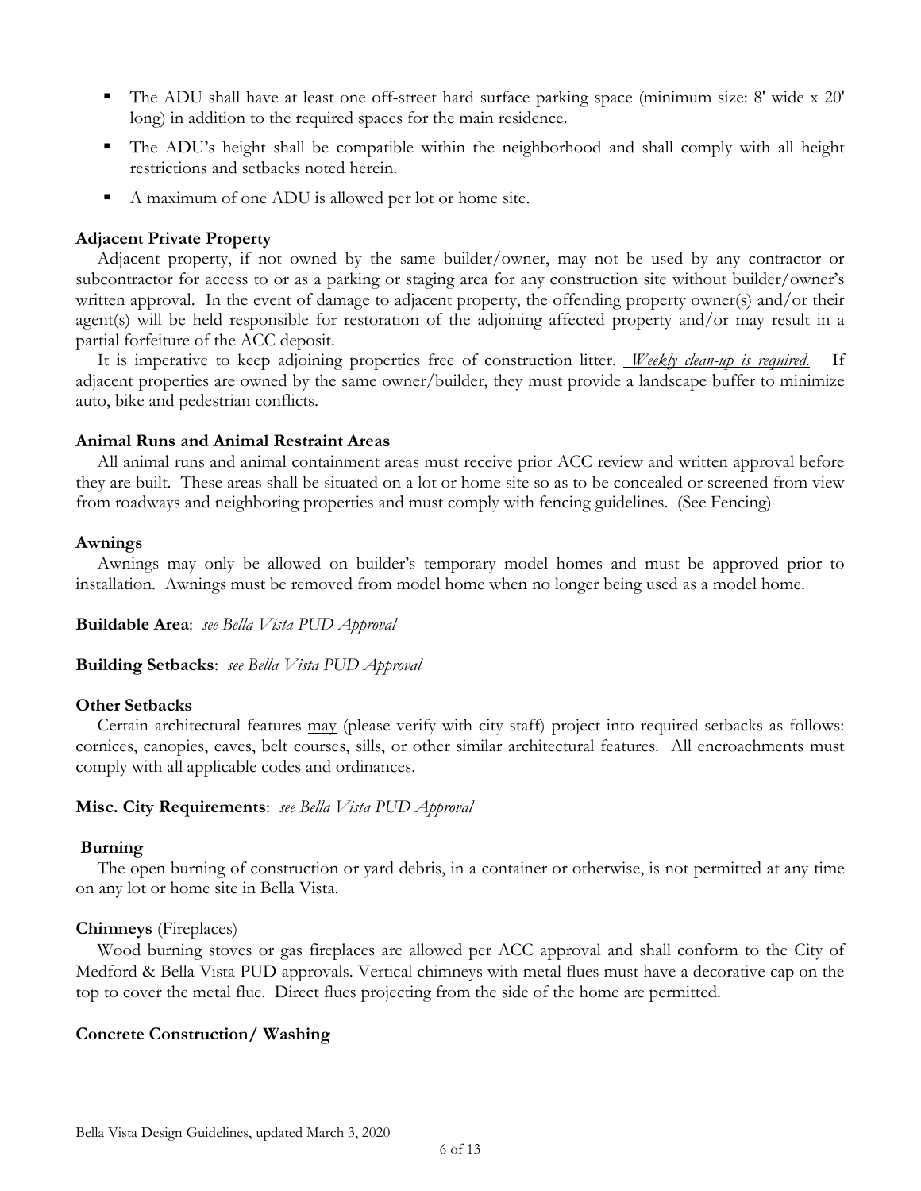- The ADU shall have at least one off-street hard surface parking space (minimum size: 8' wide x 20' long) in addition to the required spaces for the main residence.
- The ADU's height shall be compatible within the neighborhood and shall comply with all height restrictions and setbacks noted herein.
- A maximum of one ADU is allowed per lot or home site.

**Adjacent Private Property**

Adjacent property, if not owned by the same builder/owner, may not be used by any contractor or subcontractor for access to or as a parking or staging area for any construction site without builder/owner's written approval. In the event of damage to adjacent property, the offending property owner(s) and/or their agent(s) will be held responsible for restoration of the adjoining affected property and/or may result in a partial forfeiture of the ACC deposit.

It is imperative to keep adjoining properties free of construction litter. <u>*Weekly clean-up is required.*</u> If adjacent properties are owned by the same owner/builder, they must provide a landscape buffer to minimize auto, bike and pedestrian conflicts.

**Animal Runs and Animal Restraint Areas**

All animal runs and animal containment areas must receive prior ACC review and written approval before they are built. These areas shall be situated on a lot or home site so as to be concealed or screened from view from roadways and neighboring properties and must comply with fencing guidelines. (See Fencing)

**Awnings**

Awnings may only be allowed on builder's temporary model homes and must be approved prior to installation. Awnings must be removed from model home when no longer being used as a model home.

**Buildable Area**: *see Bella Vista PUD Approval*

**Building Setbacks**: *see Bella Vista PUD Approval*

**Other Setbacks**

Certain architectural features <u>may</u> (please verify with city staff) project into required setbacks as follows: cornices, canopies, eaves, belt courses, sills, or other similar architectural features. All encroachments must comply with all applicable codes and ordinances.

**Misc. City Requirements**: *see Bella Vista PUD Approval*

**Burning**

The open burning of construction or yard debris, in a container or otherwise, is not permitted at any time on any lot or home site in Bella Vista.

**Chimneys** (Fireplaces)

Wood burning stoves or gas fireplaces are allowed per ACC approval and shall conform to the City of Medford & Bella Vista PUD approvals. Vertical chimneys with metal flues must have a decorative cap on the top to cover the metal flue. Direct flues projecting from the side of the home are permitted.

**Concrete Construction/ Washing**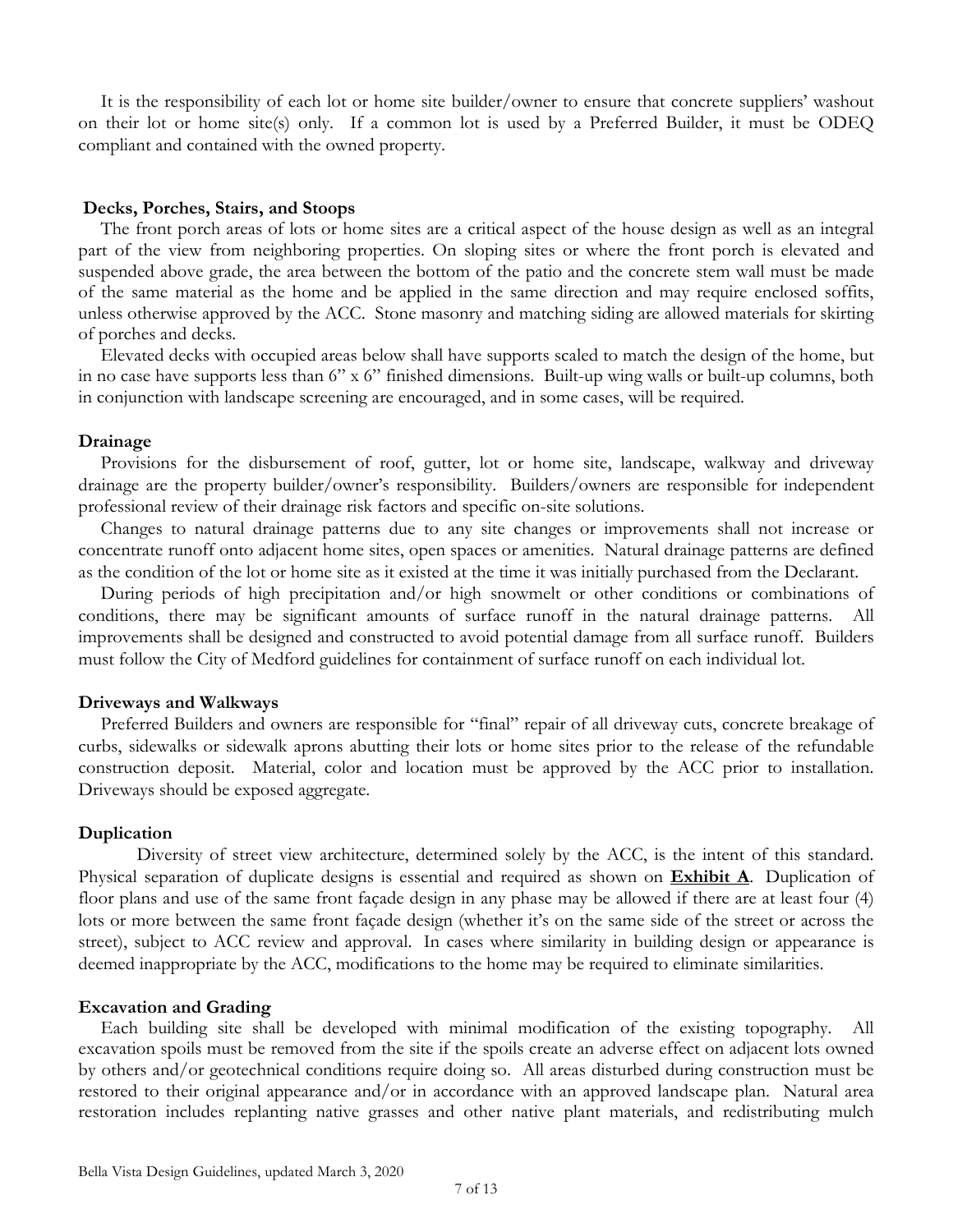It is the responsibility of each lot or home site builder/owner to ensure that concrete suppliers' washout on their lot or home site(s) only. If a common lot is used by a Preferred Builder, it must be ODEQ compliant and contained with the owned property.

**Decks, Porches, Stairs, and Stoops**

The front porch areas of lots or home sites are a critical aspect of the house design as well as an integral part of the view from neighboring properties. On sloping sites or where the front porch is elevated and suspended above grade, the area between the bottom of the patio and the concrete stem wall must be made of the same material as the home and be applied in the same direction and may require enclosed soffits, unless otherwise approved by the ACC. Stone masonry and matching siding are allowed materials for skirting of porches and decks.

Elevated decks with occupied areas below shall have supports scaled to match the design of the home, but in no case have supports less than 6" x 6" finished dimensions. Built-up wing walls or built-up columns, both in conjunction with landscape screening are encouraged, and in some cases, will be required.

**Drainage**

Provisions for the disbursement of roof, gutter, lot or home site, landscape, walkway and driveway drainage are the property builder/owner's responsibility. Builders/owners are responsible for independent professional review of their drainage risk factors and specific on-site solutions.

Changes to natural drainage patterns due to any site changes or improvements shall not increase or concentrate runoff onto adjacent home sites, open spaces or amenities. Natural drainage patterns are defined as the condition of the lot or home site as it existed at the time it was initially purchased from the Declarant.

During periods of high precipitation and/or high snowmelt or other conditions or combinations of conditions, there may be significant amounts of surface runoff in the natural drainage patterns. All improvements shall be designed and constructed to avoid potential damage from all surface runoff. Builders must follow the City of Medford guidelines for containment of surface runoff on each individual lot.

**Driveways and Walkways**

Preferred Builders and owners are responsible for "final" repair of all driveway cuts, concrete breakage of curbs, sidewalks or sidewalk aprons abutting their lots or home sites prior to the release of the refundable construction deposit. Material, color and location must be approved by the ACC prior to installation. Driveways should be exposed aggregate.

**Duplication**

Diversity of street view architecture, determined solely by the ACC, is the intent of this standard. Physical separation of duplicate designs is essential and required as shown on **Exhibit A**. Duplication of floor plans and use of the same front façade design in any phase may be allowed if there are at least four (4) lots or more between the same front façade design (whether it's on the same side of the street or across the street), subject to ACC review and approval. In cases where similarity in building design or appearance is deemed inappropriate by the ACC, modifications to the home may be required to eliminate similarities.

**Excavation and Grading**

Each building site shall be developed with minimal modification of the existing topography. All excavation spoils must be removed from the site if the spoils create an adverse effect on adjacent lots owned by others and/or geotechnical conditions require doing so. All areas disturbed during construction must be restored to their original appearance and/or in accordance with an approved landscape plan. Natural area restoration includes replanting native grasses and other native plant materials, and redistributing mulch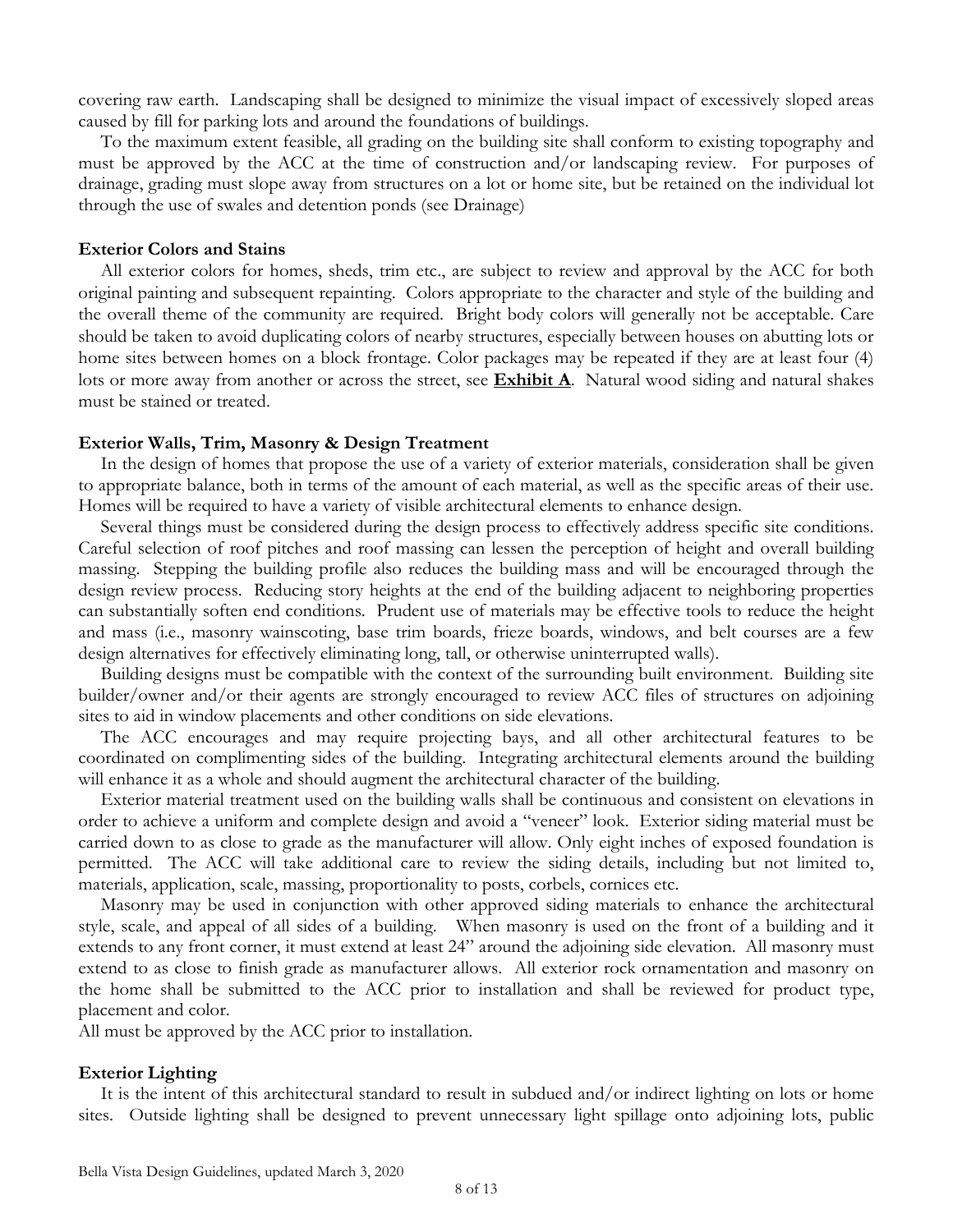covering raw earth. Landscaping shall be designed to minimize the visual impact of excessively sloped areas caused by fill for parking lots and around the foundations of buildings.

To the maximum extent feasible, all grading on the building site shall conform to existing topography and must be approved by the ACC at the time of construction and/or landscaping review. For purposes of drainage, grading must slope away from structures on a lot or home site, but be retained on the individual lot through the use of swales and detention ponds (see Drainage)

**Exterior Colors and Stains**

All exterior colors for homes, sheds, trim etc., are subject to review and approval by the ACC for both original painting and subsequent repainting. Colors appropriate to the character and style of the building and the overall theme of the community are required. Bright body colors will generally not be acceptable. Care should be taken to avoid duplicating colors of nearby structures, especially between houses on abutting lots or home sites between homes on a block frontage. Color packages may be repeated if they are at least four (4) lots or more away from another or across the street, see **Exhibit A**. Natural wood siding and natural shakes must be stained or treated.

**Exterior Walls, Trim, Masonry & Design Treatment**

In the design of homes that propose the use of a variety of exterior materials, consideration shall be given to appropriate balance, both in terms of the amount of each material, as well as the specific areas of their use. Homes will be required to have a variety of visible architectural elements to enhance design.

Several things must be considered during the design process to effectively address specific site conditions. Careful selection of roof pitches and roof massing can lessen the perception of height and overall building massing. Stepping the building profile also reduces the building mass and will be encouraged through the design review process. Reducing story heights at the end of the building adjacent to neighboring properties can substantially soften end conditions. Prudent use of materials may be effective tools to reduce the height and mass (i.e., masonry wainscoting, base trim boards, frieze boards, windows, and belt courses are a few design alternatives for effectively eliminating long, tall, or otherwise uninterrupted walls).

Building designs must be compatible with the context of the surrounding built environment. Building site builder/owner and/or their agents are strongly encouraged to review ACC files of structures on adjoining sites to aid in window placements and other conditions on side elevations.

The ACC encourages and may require projecting bays, and all other architectural features to be coordinated on complimenting sides of the building. Integrating architectural elements around the building will enhance it as a whole and should augment the architectural character of the building.

Exterior material treatment used on the building walls shall be continuous and consistent on elevations in order to achieve a uniform and complete design and avoid a "veneer" look. Exterior siding material must be carried down to as close to grade as the manufacturer will allow. Only eight inches of exposed foundation is permitted. The ACC will take additional care to review the siding details, including but not limited to, materials, application, scale, massing, proportionality to posts, corbels, cornices etc.

Masonry may be used in conjunction with other approved siding materials to enhance the architectural style, scale, and appeal of all sides of a building. When masonry is used on the front of a building and it extends to any front corner, it must extend at least 24" around the adjoining side elevation. All masonry must extend to as close to finish grade as manufacturer allows. All exterior rock ornamentation and masonry on the home shall be submitted to the ACC prior to installation and shall be reviewed for product type, placement and color.

All must be approved by the ACC prior to installation.

**Exterior Lighting**

It is the intent of this architectural standard to result in subdued and/or indirect lighting on lots or home sites. Outside lighting shall be designed to prevent unnecessary light spillage onto adjoining lots, public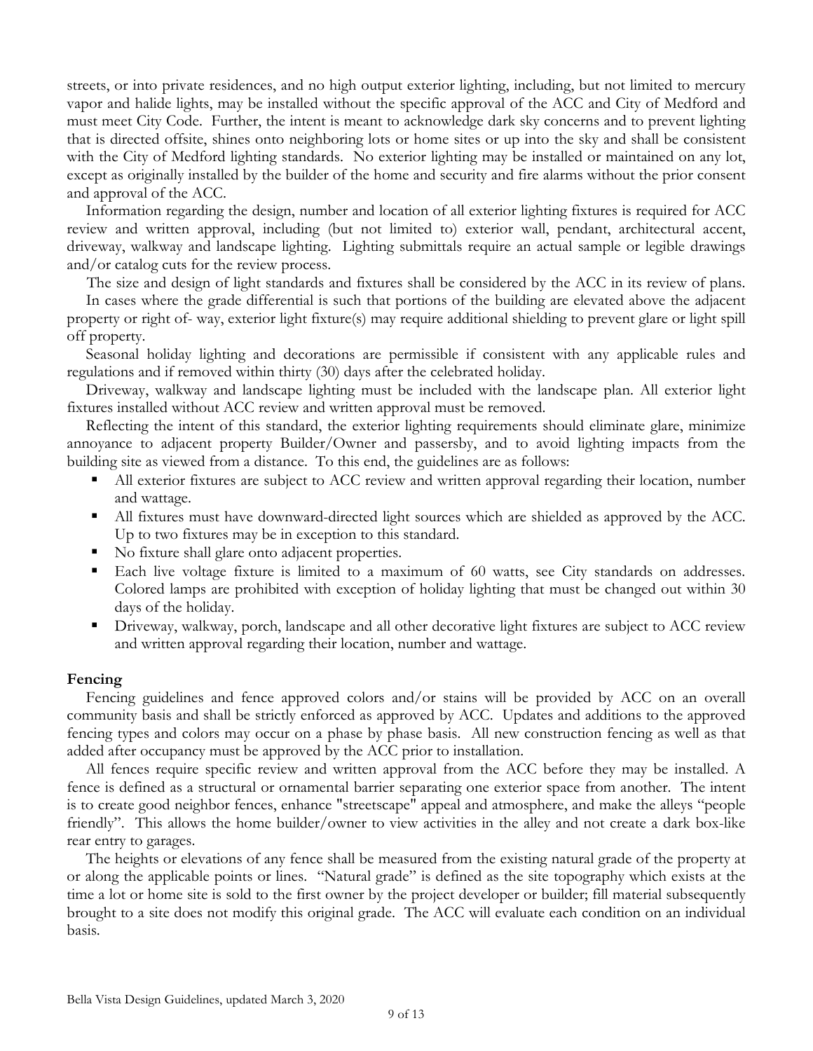streets, or into private residences, and no high output exterior lighting, including, but not limited to mercury vapor and halide lights, may be installed without the specific approval of the ACC and City of Medford and must meet City Code. Further, the intent is meant to acknowledge dark sky concerns and to prevent lighting that is directed offsite, shines onto neighboring lots or home sites or up into the sky and shall be consistent with the City of Medford lighting standards. No exterior lighting may be installed or maintained on any lot, except as originally installed by the builder of the home and security and fire alarms without the prior consent and approval of the ACC.

Information regarding the design, number and location of all exterior lighting fixtures is required for ACC review and written approval, including (but not limited to) exterior wall, pendant, architectural accent, driveway, walkway and landscape lighting. Lighting submittals require an actual sample or legible drawings and/or catalog cuts for the review process.

The size and design of light standards and fixtures shall be considered by the ACC in its review of plans.

In cases where the grade differential is such that portions of the building are elevated above the adjacent property or right of- way, exterior light fixture(s) may require additional shielding to prevent glare or light spill off property.

Seasonal holiday lighting and decorations are permissible if consistent with any applicable rules and regulations and if removed within thirty (30) days after the celebrated holiday.

Driveway, walkway and landscape lighting must be included with the landscape plan. All exterior light fixtures installed without ACC review and written approval must be removed.

Reflecting the intent of this standard, the exterior lighting requirements should eliminate glare, minimize annoyance to adjacent property Builder/Owner and passersby, and to avoid lighting impacts from the building site as viewed from a distance. To this end, the guidelines are as follows:

- All exterior fixtures are subject to ACC review and written approval regarding their location, number and wattage.
- All fixtures must have downward-directed light sources which are shielded as approved by the ACC. Up to two fixtures may be in exception to this standard.
- No fixture shall glare onto adjacent properties.
- Each live voltage fixture is limited to a maximum of 60 watts, see City standards on addresses. Colored lamps are prohibited with exception of holiday lighting that must be changed out within 30 days of the holiday.
- Driveway, walkway, porch, landscape and all other decorative light fixtures are subject to ACC review and written approval regarding their location, number and wattage.

**Fencing**

Fencing guidelines and fence approved colors and/or stains will be provided by ACC on an overall community basis and shall be strictly enforced as approved by ACC. Updates and additions to the approved fencing types and colors may occur on a phase by phase basis. All new construction fencing as well as that added after occupancy must be approved by the ACC prior to installation.

All fences require specific review and written approval from the ACC before they may be installed. A fence is defined as a structural or ornamental barrier separating one exterior space from another. The intent is to create good neighbor fences, enhance "streetscape" appeal and atmosphere, and make the alleys "people friendly". This allows the home builder/owner to view activities in the alley and not create a dark box-like rear entry to garages.

The heights or elevations of any fence shall be measured from the existing natural grade of the property at or along the applicable points or lines. "Natural grade" is defined as the site topography which exists at the time a lot or home site is sold to the first owner by the project developer or builder; fill material subsequently brought to a site does not modify this original grade. The ACC will evaluate each condition on an individual basis.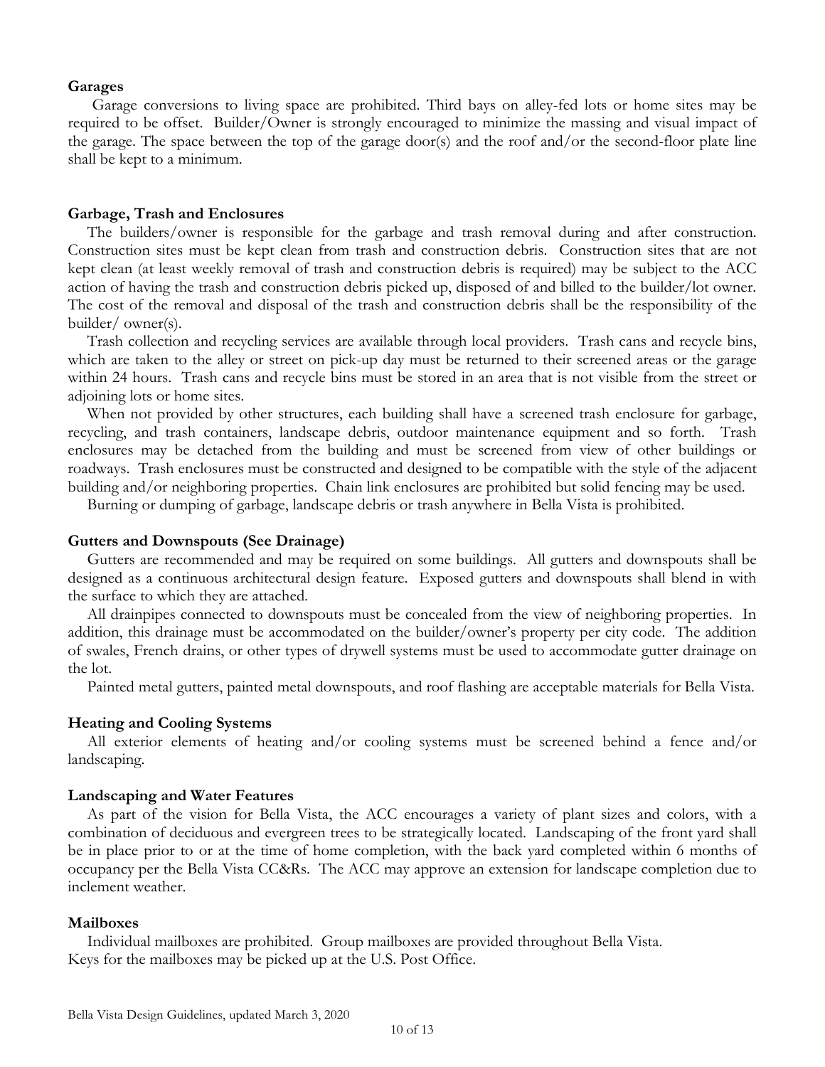**Garages**

Garage conversions to living space are prohibited. Third bays on alley-fed lots or home sites may be required to be offset. Builder/Owner is strongly encouraged to minimize the massing and visual impact of the garage. The space between the top of the garage door(s) and the roof and/or the second-floor plate line shall be kept to a minimum.

**Garbage, Trash and Enclosures**

The builders/owner is responsible for the garbage and trash removal during and after construction. Construction sites must be kept clean from trash and construction debris. Construction sites that are not kept clean (at least weekly removal of trash and construction debris is required) may be subject to the ACC action of having the trash and construction debris picked up, disposed of and billed to the builder/lot owner. The cost of the removal and disposal of the trash and construction debris shall be the responsibility of the builder/ owner(s).

Trash collection and recycling services are available through local providers. Trash cans and recycle bins, which are taken to the alley or street on pick-up day must be returned to their screened areas or the garage within 24 hours. Trash cans and recycle bins must be stored in an area that is not visible from the street or adjoining lots or home sites.

When not provided by other structures, each building shall have a screened trash enclosure for garbage, recycling, and trash containers, landscape debris, outdoor maintenance equipment and so forth. Trash enclosures may be detached from the building and must be screened from view of other buildings or roadways. Trash enclosures must be constructed and designed to be compatible with the style of the adjacent building and/or neighboring properties. Chain link enclosures are prohibited but solid fencing may be used.

Burning or dumping of garbage, landscape debris or trash anywhere in Bella Vista is prohibited.

**Gutters and Downspouts (See Drainage)**

Gutters are recommended and may be required on some buildings. All gutters and downspouts shall be designed as a continuous architectural design feature. Exposed gutters and downspouts shall blend in with the surface to which they are attached.

All drainpipes connected to downspouts must be concealed from the view of neighboring properties. In addition, this drainage must be accommodated on the builder/owner's property per city code. The addition of swales, French drains, or other types of drywell systems must be used to accommodate gutter drainage on the lot.

Painted metal gutters, painted metal downspouts, and roof flashing are acceptable materials for Bella Vista.

**Heating and Cooling Systems**

All exterior elements of heating and/or cooling systems must be screened behind a fence and/or landscaping.

**Landscaping and Water Features**

As part of the vision for Bella Vista, the ACC encourages a variety of plant sizes and colors, with a combination of deciduous and evergreen trees to be strategically located. Landscaping of the front yard shall be in place prior to or at the time of home completion, with the back yard completed within 6 months of occupancy per the Bella Vista CC&Rs. The ACC may approve an extension for landscape completion due to inclement weather.

**Mailboxes**

Individual mailboxes are prohibited. Group mailboxes are provided throughout Bella Vista.
Keys for the mailboxes may be picked up at the U.S. Post Office.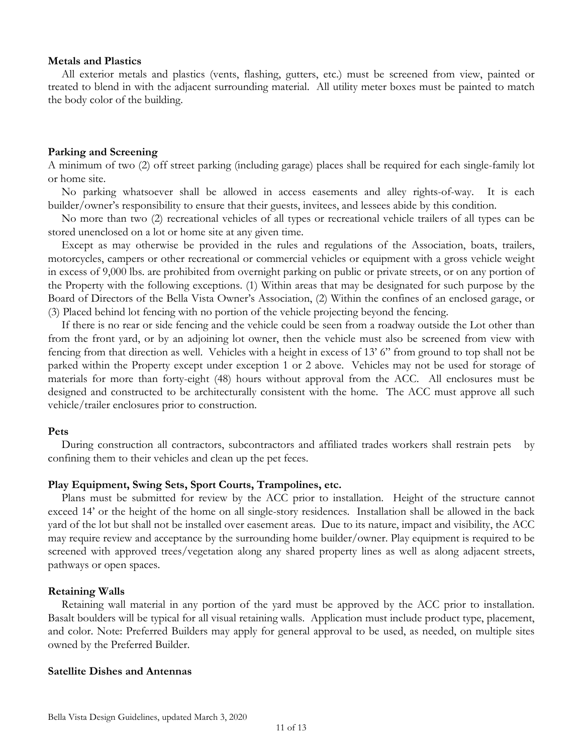**Metals and Plastics**

All exterior metals and plastics (vents, flashing, gutters, etc.) must be screened from view, painted or treated to blend in with the adjacent surrounding material. All utility meter boxes must be painted to match the body color of the building.

**Parking and Screening**

A minimum of two (2) off street parking (including garage) places shall be required for each single-family lot or home site.

No parking whatsoever shall be allowed in access easements and alley rights-of-way. It is each builder/owner's responsibility to ensure that their guests, invitees, and lessees abide by this condition.

No more than two (2) recreational vehicles of all types or recreational vehicle trailers of all types can be stored unenclosed on a lot or home site at any given time.

Except as may otherwise be provided in the rules and regulations of the Association, boats, trailers, motorcycles, campers or other recreational or commercial vehicles or equipment with a gross vehicle weight in excess of 9,000 lbs. are prohibited from overnight parking on public or private streets, or on any portion of the Property with the following exceptions. (1) Within areas that may be designated for such purpose by the Board of Directors of the Bella Vista Owner's Association, (2) Within the confines of an enclosed garage, or (3) Placed behind lot fencing with no portion of the vehicle projecting beyond the fencing.

If there is no rear or side fencing and the vehicle could be seen from a roadway outside the Lot other than from the front yard, or by an adjoining lot owner, then the vehicle must also be screened from view with fencing from that direction as well. Vehicles with a height in excess of 13' 6" from ground to top shall not be parked within the Property except under exception 1 or 2 above. Vehicles may not be used for storage of materials for more than forty-eight (48) hours without approval from the ACC. All enclosures must be designed and constructed to be architecturally consistent with the home. The ACC must approve all such vehicle/trailer enclosures prior to construction.

**Pets**

During construction all contractors, subcontractors and affiliated trades workers shall restrain pets by confining them to their vehicles and clean up the pet feces.

**Play Equipment, Swing Sets, Sport Courts, Trampolines, etc.**

Plans must be submitted for review by the ACC prior to installation. Height of the structure cannot exceed 14' or the height of the home on all single-story residences. Installation shall be allowed in the back yard of the lot but shall not be installed over easement areas. Due to its nature, impact and visibility, the ACC may require review and acceptance by the surrounding home builder/owner. Play equipment is required to be screened with approved trees/vegetation along any shared property lines as well as along adjacent streets, pathways or open spaces.

**Retaining Walls**

Retaining wall material in any portion of the yard must be approved by the ACC prior to installation. Basalt boulders will be typical for all visual retaining walls. Application must include product type, placement, and color. Note: Preferred Builders may apply for general approval to be used, as needed, on multiple sites owned by the Preferred Builder.

**Satellite Dishes and Antennas**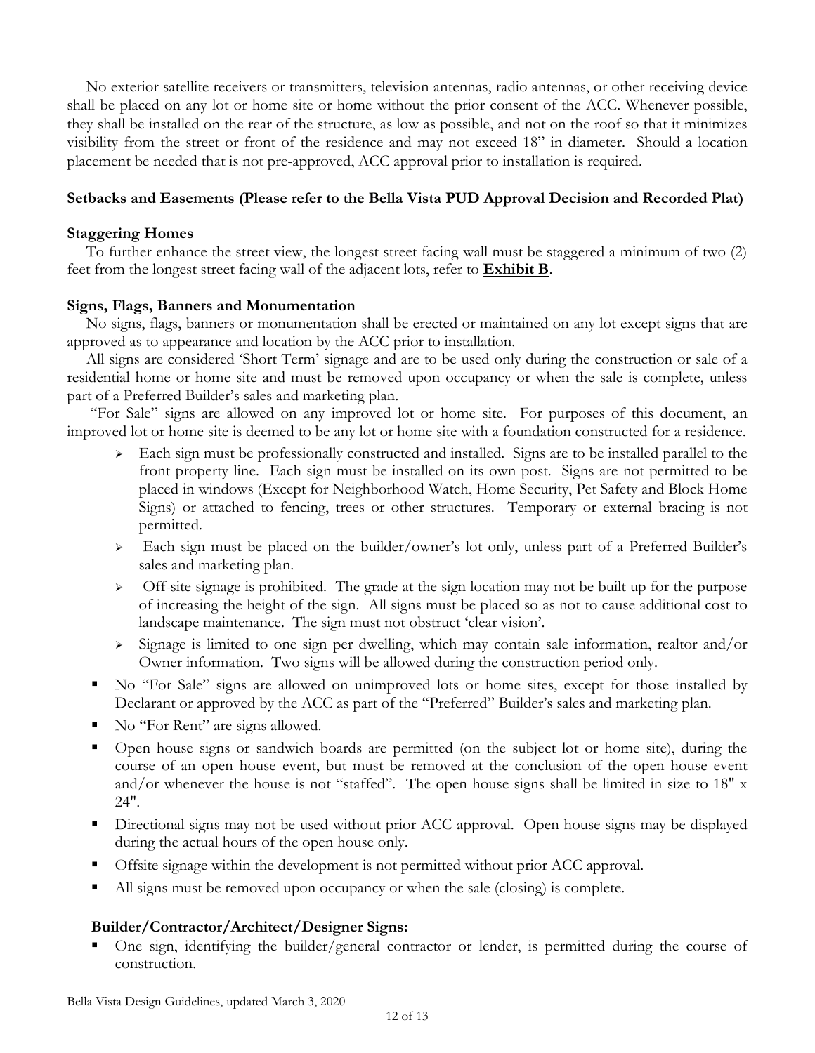No exterior satellite receivers or transmitters, television antennas, radio antennas, or other receiving device shall be placed on any lot or home site or home without the prior consent of the ACC. Whenever possible, they shall be installed on the rear of the structure, as low as possible, and not on the roof so that it minimizes visibility from the street or front of the residence and may not exceed 18" in diameter. Should a location placement be needed that is not pre-approved, ACC approval prior to installation is required.

**Setbacks and Easements (Please refer to the Bella Vista PUD Approval Decision and Recorded Plat)**

**Staggering Homes**

To further enhance the street view, the longest street facing wall must be staggered a minimum of two (2) feet from the longest street facing wall of the adjacent lots, refer to **Exhibit B**.

**Signs, Flags, Banners and Monumentation**

No signs, flags, banners or monumentation shall be erected or maintained on any lot except signs that are approved as to appearance and location by the ACC prior to installation.

All signs are considered 'Short Term' signage and are to be used only during the construction or sale of a residential home or home site and must be removed upon occupancy or when the sale is complete, unless part of a Preferred Builder's sales and marketing plan.

"For Sale" signs are allowed on any improved lot or home site. For purposes of this document, an improved lot or home site is deemed to be any lot or home site with a foundation constructed for a residence.

- Each sign must be professionally constructed and installed. Signs are to be installed parallel to the front property line. Each sign must be installed on its own post. Signs are not permitted to be placed in windows (Except for Neighborhood Watch, Home Security, Pet Safety and Block Home Signs) or attached to fencing, trees or other structures. Temporary or external bracing is not permitted.
- Each sign must be placed on the builder/owner's lot only, unless part of a Preferred Builder's sales and marketing plan.
- Off-site signage is prohibited. The grade at the sign location may not be built up for the purpose of increasing the height of the sign. All signs must be placed so as not to cause additional cost to landscape maintenance. The sign must not obstruct 'clear vision'.
- Signage is limited to one sign per dwelling, which may contain sale information, realtor and/or Owner information. Two signs will be allowed during the construction period only.

- No "For Sale" signs are allowed on unimproved lots or home sites, except for those installed by Declarant or approved by the ACC as part of the "Preferred" Builder's sales and marketing plan.
- No "For Rent" are signs allowed.
- Open house signs or sandwich boards are permitted (on the subject lot or home site), during the course of an open house event, but must be removed at the conclusion of the open house event and/or whenever the house is not "staffed". The open house signs shall be limited in size to 18" x 24".
- Directional signs may not be used without prior ACC approval. Open house signs may be displayed during the actual hours of the open house only.
- Offsite signage within the development is not permitted without prior ACC approval.
- All signs must be removed upon occupancy or when the sale (closing) is complete.

**Builder/Contractor/Architect/Designer Signs:**

- One sign, identifying the builder/general contractor or lender, is permitted during the course of construction.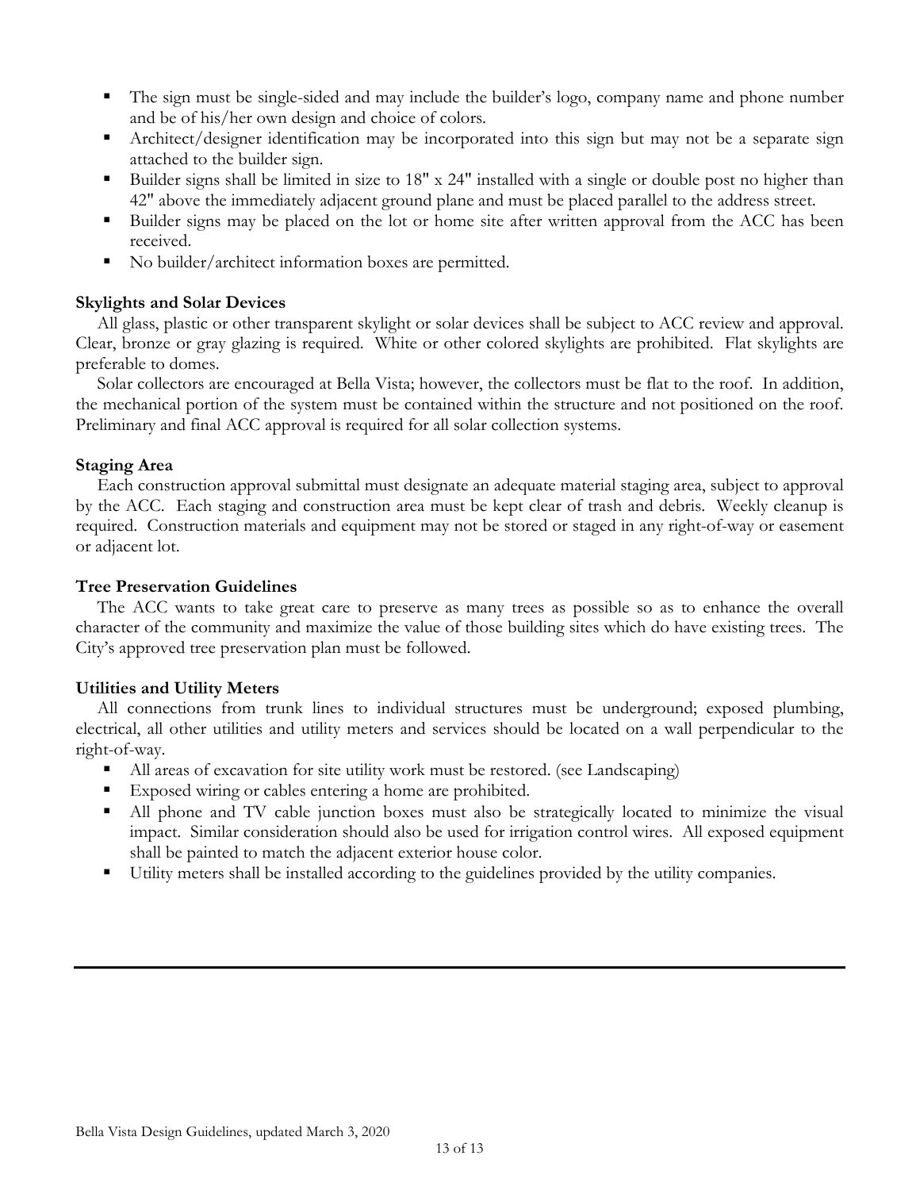- The sign must be single-sided and may include the builder's logo, company name and phone number and be of his/her own design and choice of colors.
- Architect/designer identification may be incorporated into this sign but may not be a separate sign attached to the builder sign.
- Builder signs shall be limited in size to 18" x 24" installed with a single or double post no higher than 42" above the immediately adjacent ground plane and must be placed parallel to the address street.
- Builder signs may be placed on the lot or home site after written approval from the ACC has been received.
- No builder/architect information boxes are permitted.

**Skylights and Solar Devices**

All glass, plastic or other transparent skylight or solar devices shall be subject to ACC review and approval. Clear, bronze or gray glazing is required. White or other colored skylights are prohibited. Flat skylights are preferable to domes.

Solar collectors are encouraged at Bella Vista; however, the collectors must be flat to the roof. In addition, the mechanical portion of the system must be contained within the structure and not positioned on the roof. Preliminary and final ACC approval is required for all solar collection systems.

**Staging Area**

Each construction approval submittal must designate an adequate material staging area, subject to approval by the ACC. Each staging and construction area must be kept clear of trash and debris. Weekly cleanup is required. Construction materials and equipment may not be stored or staged in any right-of-way or easement or adjacent lot.

**Tree Preservation Guidelines**

The ACC wants to take great care to preserve as many trees as possible so as to enhance the overall character of the community and maximize the value of those building sites which do have existing trees. The City's approved tree preservation plan must be followed.

**Utilities and Utility Meters**

All connections from trunk lines to individual structures must be underground; exposed plumbing, electrical, all other utilities and utility meters and services should be located on a wall perpendicular to the right-of-way.

- All areas of excavation for site utility work must be restored. (see Landscaping)
- Exposed wiring or cables entering a home are prohibited.
- All phone and TV cable junction boxes must also be strategically located to minimize the visual impact. Similar consideration should also be used for irrigation control wires. All exposed equipment shall be painted to match the adjacent exterior house color.
- Utility meters shall be installed according to the guidelines provided by the utility companies.